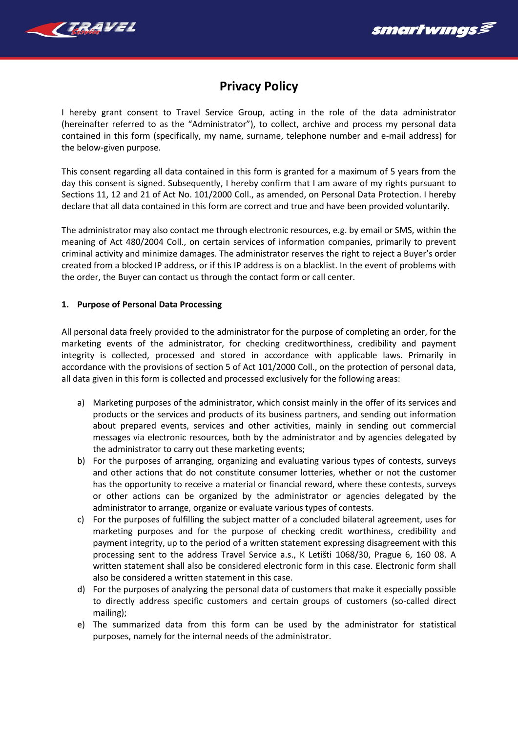# Privacy Policy

I hereby grant consent to Travel Service Group, acting in the role of the data administrator (hereinafter referred to as the "Administrator"), to collect, archive and process my personal data contained in this form (specifically, my name, surname, telephone number and e-mail address) for the below-given purpose.

This consent regarding all data contained in this form is granted for a maximum of 5 years from the day this consent is signed. Subsequently, I hereby confirm that I am aware of my rights pursuant to Sections 11, 12 and 21 of Act No. 101/2000 Coll., as amended, on Personal Data Protection. I hereby declare that all data contained in this form are correct and true and have been provided voluntarily.

The administrator may also contact me through electronic resources, e.g. by email or SMS, within the meaning of Act 480/2004 Coll., on certain services of information companies, primarily to prevent criminal activity and minimize damages. The administrator reserves the right to reject a Buyer's order created from a blocked IP address, or if this IP address is on a blacklist. In the event of problems with the order, the Buyer can contact us through the contact form or call center.

## 1. Purpose of Personal Data Processing

All personal data freely provided to the administrator for the purpose of completing an order, for the marketing events of the administrator, for checking creditworthiness, credibility and payment integrity is collected, processed and stored in accordance with applicable laws. Primarily in accordance with the provisions of section 5 of Act 101/2000 Coll., on the protection of personal data, all data given in this form is collected and processed exclusively for the following areas:

a) Marketing purposes of the administrator, which consist mainly in the offer of its services and products or the services and products of its business partners, and sending out information about prepared events, services and other activities, mainly in sending out commercial messages via electronic resources, both by the administrator and by agencies delegated by the administrator to carry out these marketing events;

b) For the purposes of arranging, organizing and evaluating various types of contests, surveys and other actions that do not constitute consumer lotteries, whether or not the customer has the opportunity to receive a material or financial reward, where these contests, surveys or other actions can be organized by the administrator or agencies delegated by the administrator to arrange, organize or evaluate various types of contests.

c) For the purposes of fulfilling the subject matter of a concluded bilateral agreement, uses for marketing purposes and for the purpose of checking credit worthiness, credibility and payment integrity, up to the period of a written statement expressing disagreement with this processing sent to the address Travel Service a.s., K Letišti 1068/30, Prague 6, 160 08. A written statement shall also be considered electronic form in this case. Electronic form shall also be considered a written statement in this case.

d) For the purposes of analyzing the personal data of customers that make it especially possible to directly address specific customers and certain groups of customers (so-called direct mailing);

e) The summarized data from this form can be used by the administrator for statistical purposes, namely for the internal needs of the administrator.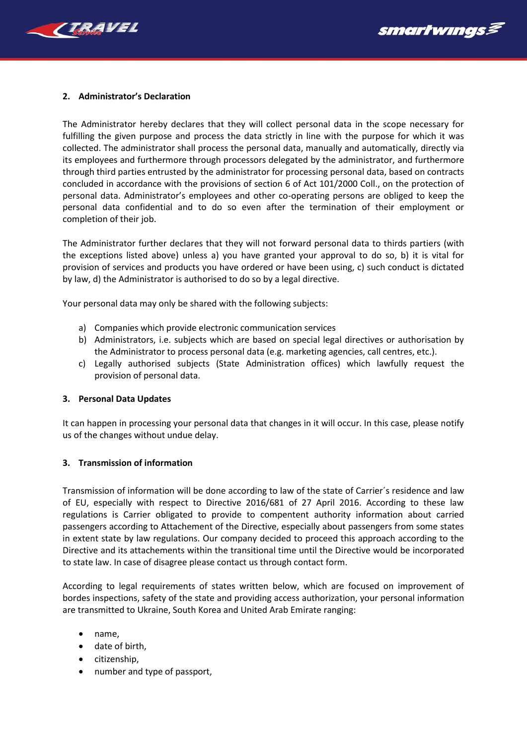## 2. Administrator's Declaration

The Administrator hereby declares that they will collect personal data in the scope necessary for fulfilling the given purpose and process the data strictly in line with the purpose for which it was collected. The administrator shall process the personal data, manually and automatically, directly via its employees and furthermore through processors delegated by the administrator, and furthermore through third parties entrusted by the administrator for processing personal data, based on contracts concluded in accordance with the provisions of section 6 of Act 101/2000 Coll., on the protection of personal data. Administrator's employees and other co-operating persons are obliged to keep the personal data confidential and to do so even after the termination of their employment or completion of their job.

The Administrator further declares that they will not forward personal data to thirds partiers (with the exceptions listed above) unless a) you have granted your approval to do so, b) it is vital for provision of services and products you have ordered or have been using, c) such conduct is dictated by law, d) the Administrator is authorised to do so by a legal directive.

Your personal data may only be shared with the following subjects:

a) Companies which provide electronic communication services
b) Administrators, i.e. subjects which are based on special legal directives or authorisation by the Administrator to process personal data (e.g. marketing agencies, call centres, etc.).
c) Legally authorised subjects (State Administration offices) which lawfully request the provision of personal data.

## 3. Personal Data Updates

It can happen in processing your personal data that changes in it will occur. In this case, please notify us of the changes without undue delay.

## 3. Transmission of information

Transmission of information will be done according to law of the state of Carrier´s residence and law of EU, especially with respect to Directive 2016/681 of 27 April 2016. According to these law regulations is Carrier obligated to provide to compentent authority information about carried passengers according to Attachement of the Directive, especially about passengers from some states in extent state by law regulations. Our company decided to proceed this approach according to the Directive and its attachements within the transitional time until the Directive would be incorporated to state law. In case of disagree please contact us through contact form.

According to legal requirements of states written below, which are focused on improvement of bordes inspections, safety of the state and providing access authorization, your personal information are transmitted to Ukraine, South Korea and United Arab Emirate ranging:

- name,
- date of birth,
- citizenship,
- number and type of passport,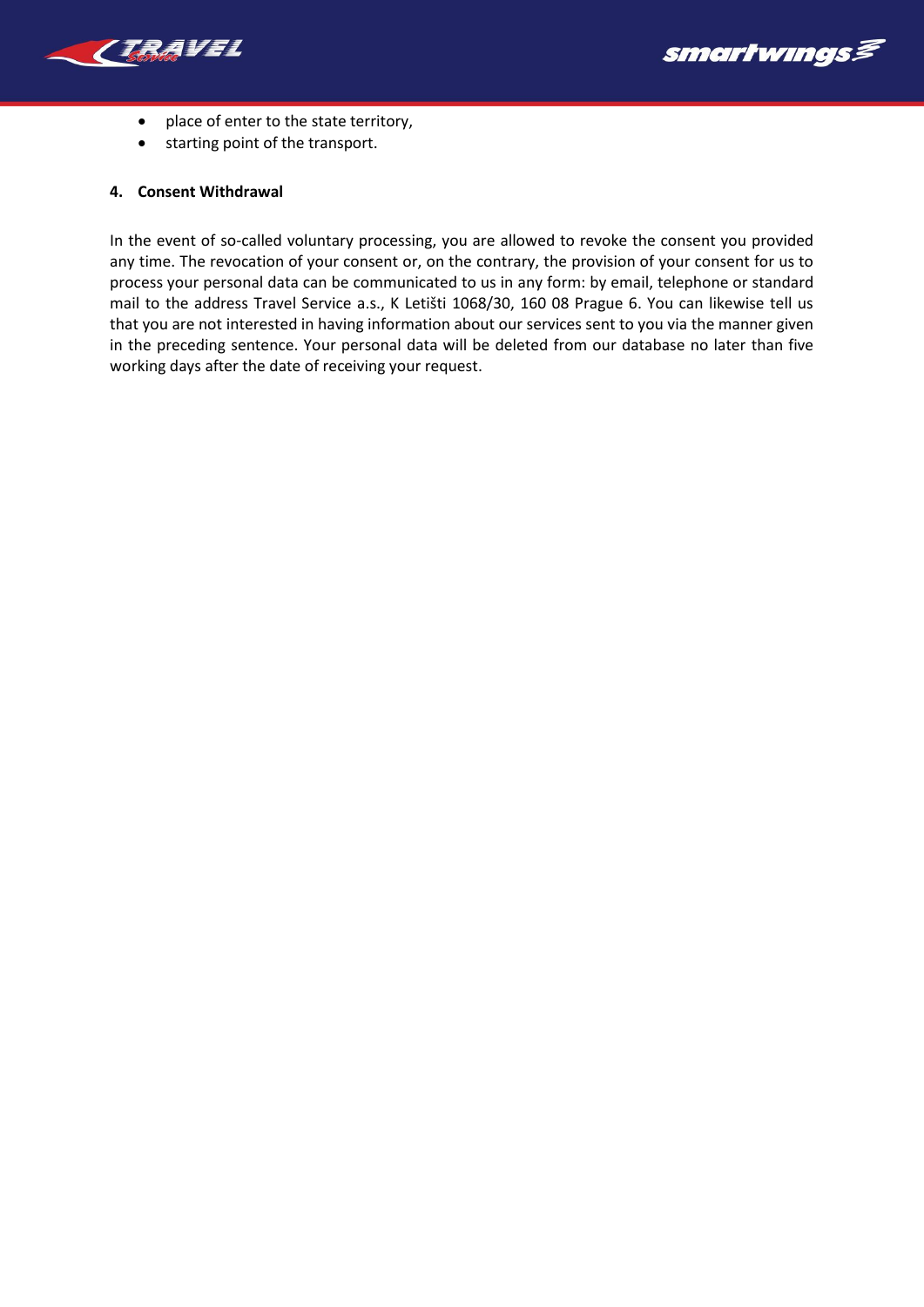- place of enter to the state territory,
- starting point of the transport.

## 4. Consent Withdrawal

In the event of so-called voluntary processing, you are allowed to revoke the consent you provided any time. The revocation of your consent or, on the contrary, the provision of your consent for us to process your personal data can be communicated to us in any form: by email, telephone or standard mail to the address Travel Service a.s., K Letišti 1068/30, 160 08 Prague 6. You can likewise tell us that you are not interested in having information about our services sent to you via the manner given in the preceding sentence. Your personal data will be deleted from our database no later than five working days after the date of receiving your request.